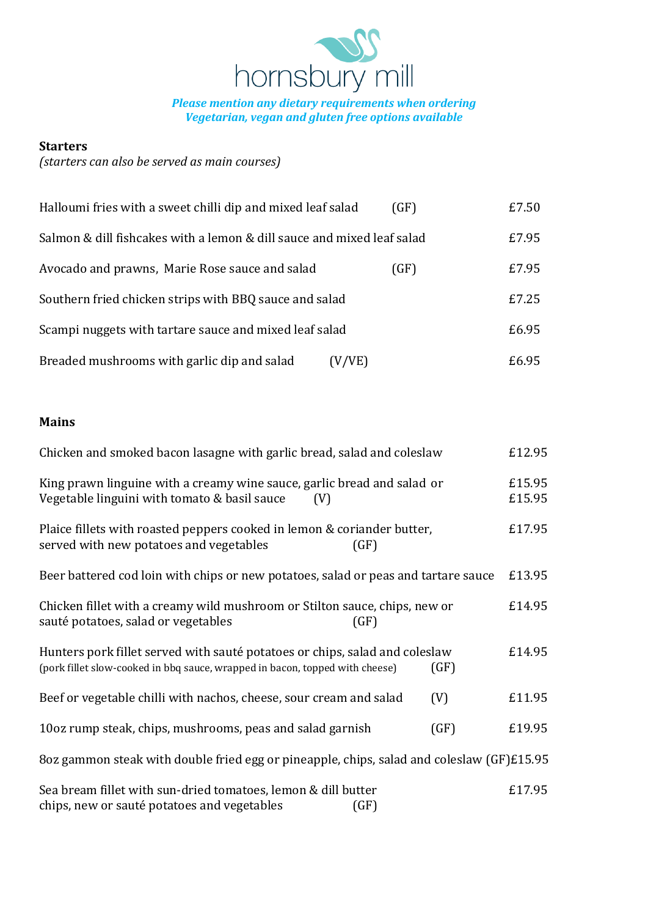# hornsbury mill

***Please mention any dietary requirements when ordering***
***Vegetarian, vegan and gluten free options available***

## Starters

*(starters can also be served as main courses)*

| Item | Dietary | Price |
|---|---|---|
| Halloumi fries with a sweet chilli dip and mixed leaf salad | (GF) | £7.50 |
| Salmon & dill fishcakes with a lemon & dill sauce and mixed leaf salad | | £7.95 |
| Avocado and prawns, Marie Rose sauce and salad | (GF) | £7.95 |
| Southern fried chicken strips with BBQ sauce and salad | | £7.25 |
| Scampi nuggets with tartare sauce and mixed leaf salad | | £6.95 |
| Breaded mushrooms with garlic dip and salad | (V/VE) | £6.95 |

## Mains

| Item | Dietary | Price |
|---|---|---|
| Chicken and smoked bacon lasagne with garlic bread, salad and coleslaw | | £12.95 |
| King prawn linguine with a creamy wine sauce, garlic bread and salad or | | £15.95 |
| Vegetable linguini with tomato & basil sauce | (V) | £15.95 |
| Plaice fillets with roasted peppers cooked in lemon & coriander butter, served with new potatoes and vegetables | (GF) | £17.95 |
| Beer battered cod loin with chips or new potatoes, salad or peas and tartare sauce | | £13.95 |
| Chicken fillet with a creamy wild mushroom or Stilton sauce, chips, new or sauté potatoes, salad or vegetables | (GF) | £14.95 |
| Hunters pork fillet served with sauté potatoes or chips, salad and coleslaw (pork fillet slow-cooked in bbq sauce, wrapped in bacon, topped with cheese) | (GF) | £14.95 |
| Beef or vegetable chilli with nachos, cheese, sour cream and salad | (V) | £11.95 |
| 10oz rump steak, chips, mushrooms, peas and salad garnish | (GF) | £19.95 |
| 8oz gammon steak with double fried egg or pineapple, chips, salad and coleslaw | (GF) | £15.95 |
| Sea bream fillet with sun-dried tomatoes, lemon & dill butter chips, new or sauté potatoes and vegetables | (GF) | £17.95 |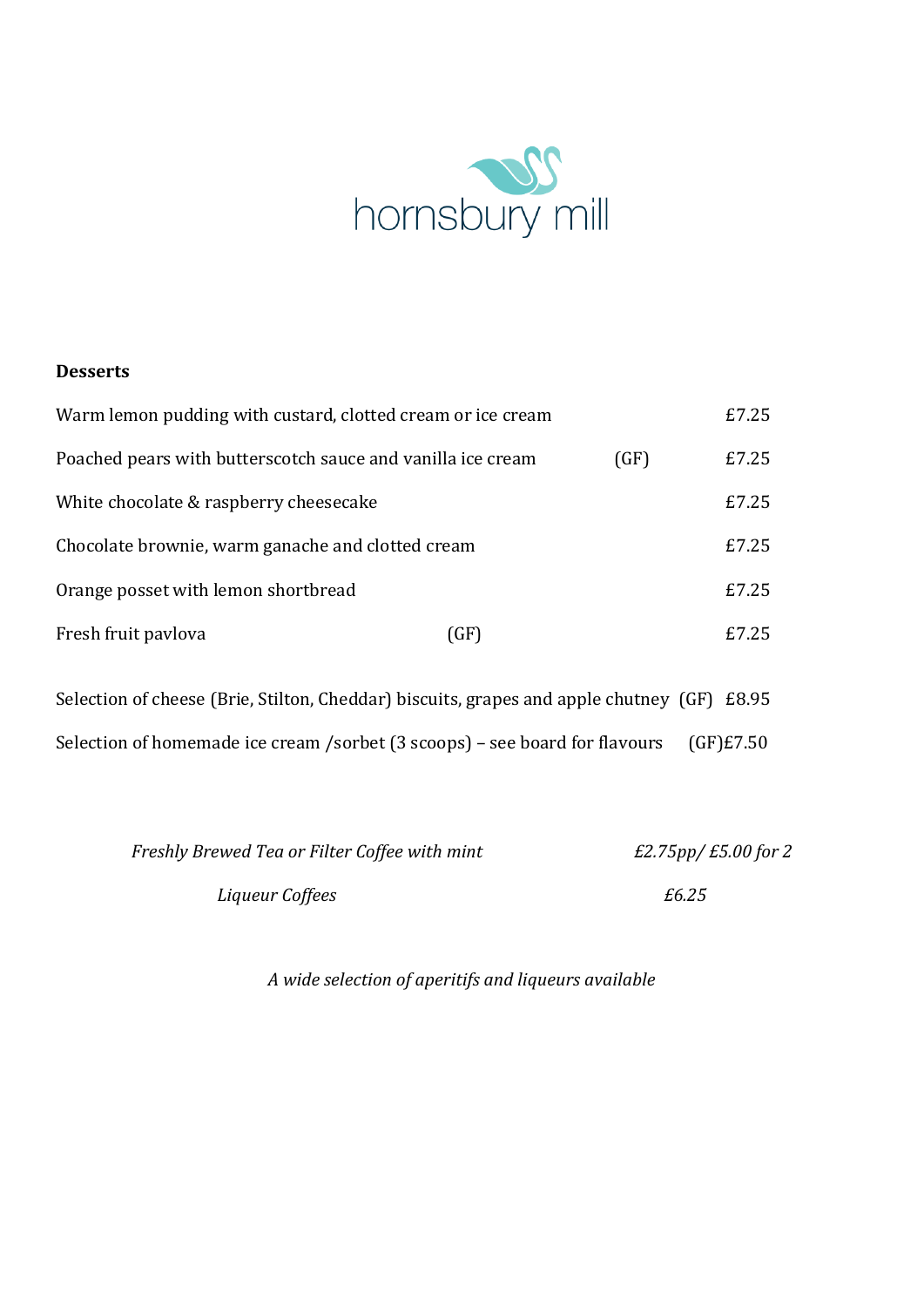hornsbury mill

## Desserts

| | | |
|---|---|---|
| Warm lemon pudding with custard, clotted cream or ice cream | | £7.25 |
| Poached pears with butterscotch sauce and vanilla ice cream | (GF) | £7.25 |
| White chocolate & raspberry cheesecake | | £7.25 |
| Chocolate brownie, warm ganache and clotted cream | | £7.25 |
| Orange posset with lemon shortbread | | £7.25 |
| Fresh fruit pavlova | (GF) | £7.25 |
| Selection of cheese (Brie, Stilton, Cheddar) biscuits, grapes and apple chutney | (GF) | £8.95 |
| Selection of homemade ice cream /sorbet (3 scoops) – see board for flavours | (GF) | £7.50 |

*Freshly Brewed Tea or Filter Coffee with mint* *£2.75pp/ £5.00 for 2*

*Liqueur Coffees* *£6.25*

*A wide selection of aperitifs and liqueurs available*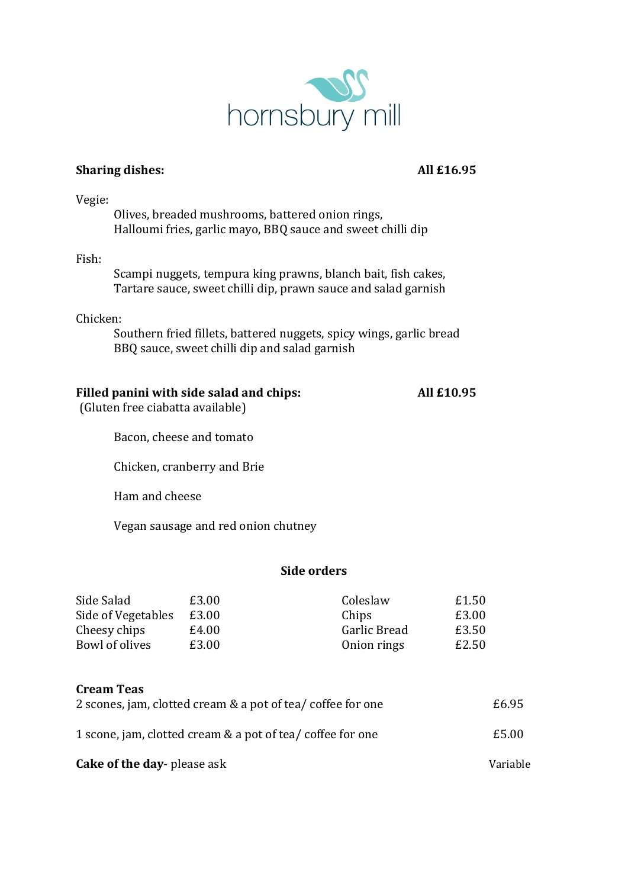# hornsbury mill

**Sharing dishes:** **All £16.95**

Vegie:

Olives, breaded mushrooms, battered onion rings,
Halloumi fries, garlic mayo, BBQ sauce and sweet chilli dip

Fish:

Scampi nuggets, tempura king prawns, blanch bait, fish cakes,
Tartare sauce, sweet chilli dip, prawn sauce and salad garnish

Chicken:

Southern fried fillets, battered nuggets, spicy wings, garlic bread
BBQ sauce, sweet chilli dip and salad garnish

**Filled panini with side salad and chips:** **All £10.95**
(Gluten free ciabatta available)

Bacon, cheese and tomato

Chicken, cranberry and Brie

Ham and cheese

Vegan sausage and red onion chutney

**Side orders**

| | | | |
|---|---|---|---|
| Side Salad | £3.00 | Coleslaw | £1.50 |
| Side of Vegetables | £3.00 | Chips | £3.00 |
| Cheesy chips | £4.00 | Garlic Bread | £3.50 |
| Bowl of olives | £3.00 | Onion rings | £2.50 |

**Cream Teas**

2 scones, jam, clotted cream & a pot of tea/ coffee for one £6.95

1 scone, jam, clotted cream & a pot of tea/ coffee for one £5.00

**Cake of the day**- please ask Variable